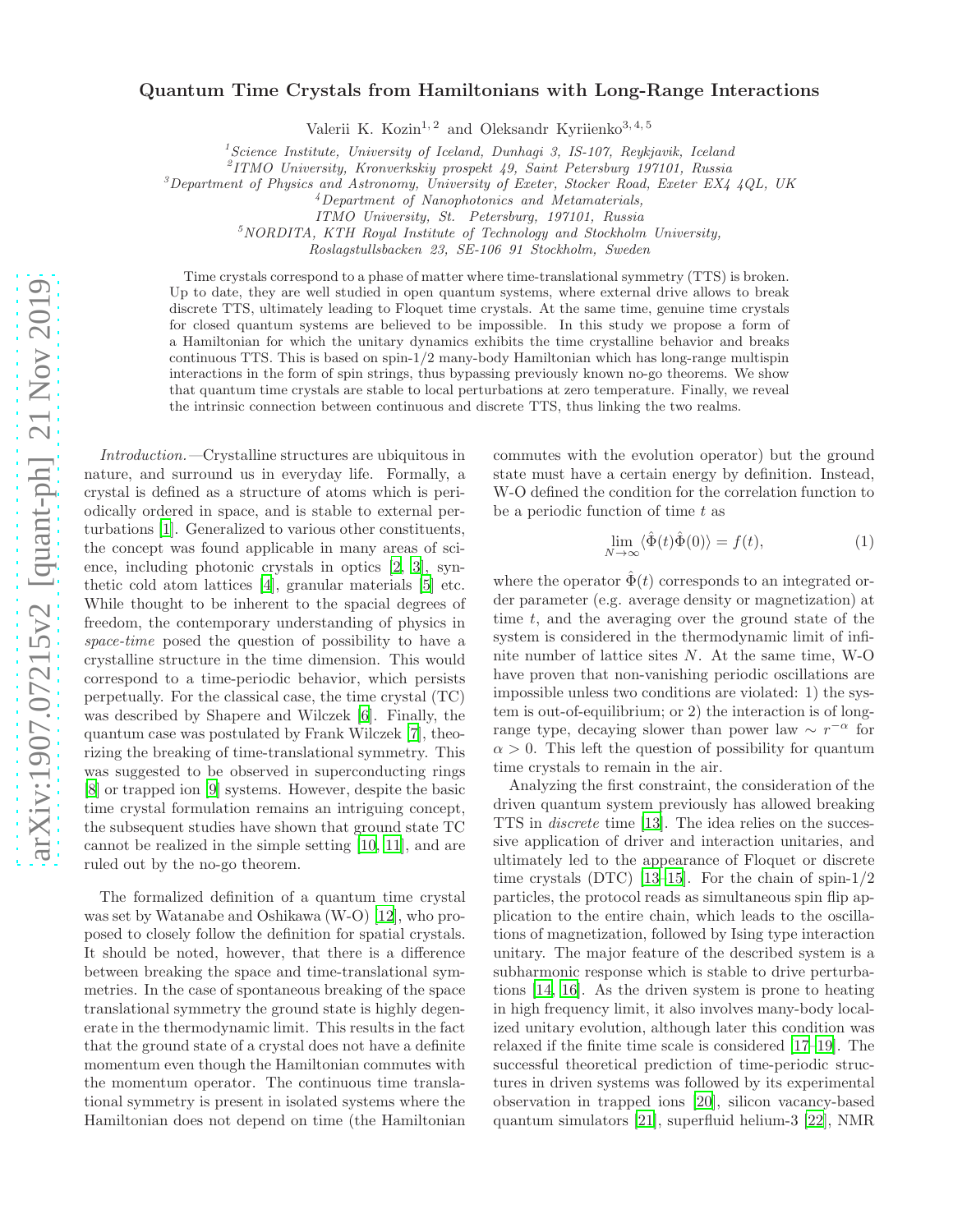# Quantum Time Crystals from Hamiltonians with Long-Range Interactions

Valerii K. Kozin[1,2] and Oleksandr Kyriienko[3,4,5]

[1]*Science Institute, University of Iceland, Dunhagi 3, IS-107, Reykjavik, Iceland*
[2]*ITMO University, Kronverkskiy prospekt 49, Saint Petersburg 197101, Russia*
[3]*Department of Physics and Astronomy, University of Exeter, Stocker Road, Exeter EX4 4QL, UK*
[4]*Department of Nanophotonics and Metamaterials, ITMO University, St. Petersburg, 197101, Russia*
[5]*NORDITA, KTH Royal Institute of Technology and Stockholm University, Roslagstullsbacken 23, SE-106 91 Stockholm, Sweden*

Time crystals correspond to a phase of matter where time-translational symmetry (TTS) is broken. Up to date, they are well studied in open quantum systems, where external drive allows to break discrete TTS, ultimately leading to Floquet time crystals. At the same time, genuine time crystals for closed quantum systems are believed to be impossible. In this study we propose a form of a Hamiltonian for which the unitary dynamics exhibits the time crystalline behavior and breaks continuous TTS. This is based on spin-1/2 many-body Hamiltonian which has long-range multispin interactions in the form of spin strings, thus bypassing previously known no-go theorems. We show that quantum time crystals are stable to local perturbations at zero temperature. Finally, we reveal the intrinsic connection between continuous and discrete TTS, thus linking the two realms.

*Introduction.*—Crystalline structures are ubiquitous in nature, and surround us in everyday life. Formally, a crystal is defined as a structure of atoms which is periodically ordered in space, and is stable to external perturbations [1]. Generalized to various other constituents, the concept was found applicable in many areas of science, including photonic crystals in optics [2, 3], synthetic cold atom lattices [4], granular materials [5] etc. While thought to be inherent to the spacial degrees of freedom, the contemporary understanding of physics in *space-time* posed the question of possibility to have a crystalline structure in the time dimension. This would correspond to a time-periodic behavior, which persists perpetually. For the classical case, the time crystal (TC) was described by Shapere and Wilczek [6]. Finally, the quantum case was postulated by Frank Wilczek [7], theorizing the breaking of time-translational symmetry. This was suggested to be observed in superconducting rings [8] or trapped ion [9] systems. However, despite the basic time crystal formulation remains an intriguing concept, the subsequent studies have shown that ground state TC cannot be realized in the simple setting [10, 11], and are ruled out by the no-go theorem.

The formalized definition of a quantum time crystal was set by Watanabe and Oshikawa (W-O) [12], who proposed to closely follow the definition for spatial crystals. It should be noted, however, that there is a difference between breaking the space and time-translational symmetries. In the case of spontaneous breaking of the space translational symmetry the ground state is highly degenerate in the thermodynamic limit. This results in the fact that the ground state of a crystal does not have a definite momentum even though the Hamiltonian commutes with the momentum operator. The continuous time translational symmetry is present in isolated systems where the Hamiltonian does not depend on time (the Hamiltonian commutes with the evolution operator) but the ground state must have a certain energy by definition. Instead, W-O defined the condition for the correlation function to be a periodic function of time $t$ as

$$\lim_{N\to\infty} \langle \hat{\Phi}(t) \hat{\Phi}(0) \rangle = f(t), \tag{1}$$

where the operator $\hat{\Phi}(t)$ corresponds to an integrated order parameter (e.g. average density or magnetization) at time $t$, and the averaging over the ground state of the system is considered in the thermodynamic limit of infinite number of lattice sites $N$. At the same time, W-O have proven that non-vanishing periodic oscillations are impossible unless two conditions are violated: 1) the system is out-of-equilibrium; or 2) the interaction is of long-range type, decaying slower than power law $\sim r^{-\alpha}$ for $\alpha > 0$. This left the question of possibility for quantum time crystals to remain in the air.

Analyzing the first constraint, the consideration of the driven quantum system previously has allowed breaking TTS in *discrete* time [13]. The idea relies on the successive application of driver and interaction unitaries, and ultimately led to the appearance of Floquet or discrete time crystals (DTC) [13–15]. For the chain of spin-1/2 particles, the protocol reads as simultaneous spin flip application to the entire chain, which leads to the oscillations of magnetization, followed by Ising type interaction unitary. The major feature of the described system is a subharmonic response which is stable to drive perturbations [14, 16]. As the driven system is prone to heating in high frequency limit, it also involves many-body localized unitary evolution, although later this condition was relaxed if the finite time scale is considered [17–19]. The successful theoretical prediction of time-periodic structures in driven systems was followed by its experimental observation in trapped ions [20], silicon vacancy-based quantum simulators [21], superfluid helium-3 [22], NMR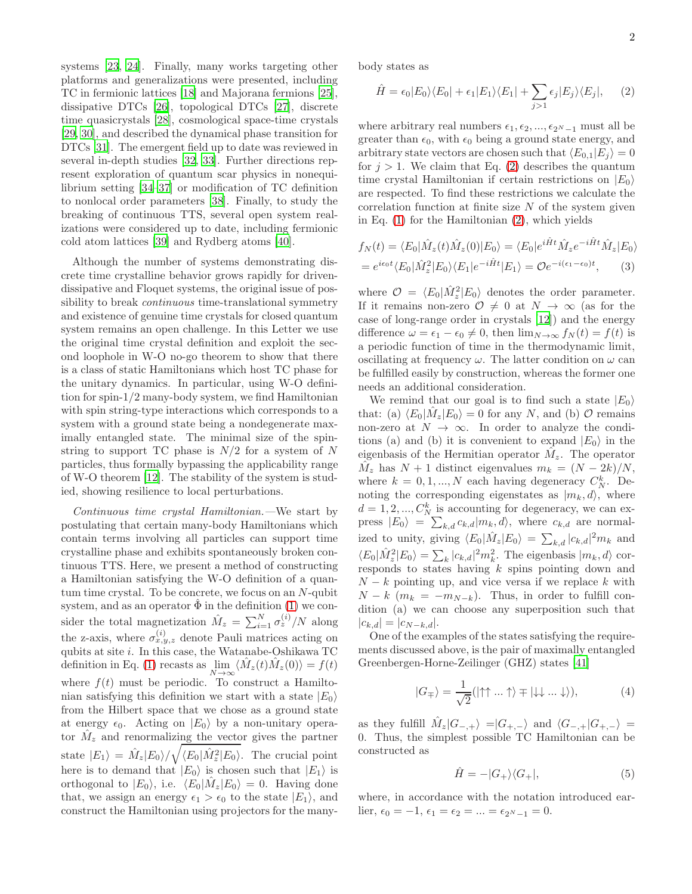systems [23, 24]. Finally, many works targeting other platforms and generalizations were presented, including TC in fermionic lattices [18] and Majorana fermions [25], dissipative DTCs [26], topological DTCs [27], discrete time quasicrystals [28], cosmological space-time crystals [29, 30], and described the dynamical phase transition for DTCs [31]. The emergent field up to date was reviewed in several in-depth studies [32, 33]. Further directions represent exploration of quantum scar physics in nonequilibrium setting [34–37] or modification of TC definition to nonlocal order parameters [38]. Finally, to study the breaking of continuous TTS, several open system realizations were considered up to date, including fermionic cold atom lattices [39] and Rydberg atoms [40].

Although the number of systems demonstrating discrete time crystalline behavior grows rapidly for driven-dissipative and Floquet systems, the original issue of possibility to break *continuous* time-translational symmetry and existence of genuine time crystals for closed quantum system remains an open challenge. In this Letter we use the original time crystal definition and exploit the second loophole in W-O no-go theorem to show that there is a class of static Hamiltonians which host TC phase for the unitary dynamics. In particular, using W-O definition for spin-1/2 many-body system, we find Hamiltonian with spin string-type interactions which corresponds to a system with a ground state being a nondegenerate maximally entangled state. The minimal size of the spin-string to support TC phase is $N/2$ for a system of $N$ particles, thus formally bypassing the applicability range of W-O theorem [12]. The stability of the system is studied, showing resilience to local perturbations.

*Continuous time crystal Hamiltonian.*—We start by postulating that certain many-body Hamiltonians which contain terms involving all particles can support time crystalline phase and exhibits spontaneously broken continuous TTS. Here, we present a method of constructing a Hamiltonian satisfying the W-O definition of a quantum time crystal. To be concrete, we focus on an $N$-qubit system, and as an operator $\hat{\Phi}$ in the definition (1) we consider the total magnetization $\hat{M}_z = \sum_{i=1}^{N} \sigma_z^{(i)}/N$ along the z-axis, where $\sigma_{x,y,z}^{(i)}$ denote Pauli matrices acting on qubits at site $i$. In this case, the Watanabe-Oshikawa TC definition in Eq. (1) recasts as $\lim_{N\to\infty} \langle \hat{M}_z(t)\hat{M}_z(0)\rangle = f(t)$ where $f(t)$ must be periodic. To construct a Hamiltonian satisfying this definition we start with a state $|E_0\rangle$ from the Hilbert space that we chose as a ground state at energy $\epsilon_0$. Acting on $|E_0\rangle$ by a non-unitary operator $\hat{M}_z$ and renormalizing the vector gives the partner state $|E_1\rangle = \hat{M}_z|E_0\rangle/\sqrt{\langle E_0|\hat{M}_z^2|E_0\rangle}$. The crucial point here is to demand that $|E_0\rangle$ is chosen such that $|E_1\rangle$ is orthogonal to $|E_0\rangle$, i.e. $\langle E_0|\hat{M}_z|E_0\rangle = 0$. Having done that, we assign an energy $\epsilon_1 > \epsilon_0$ to the state $|E_1\rangle$, and construct the Hamiltonian using projectors for the many-body states as

$$\hat{H} = \epsilon_0|E_0\rangle\langle E_0| + \epsilon_1|E_1\rangle\langle E_1| + \sum_{j>1}\epsilon_j|E_j\rangle\langle E_j|, \quad (2)$$

where arbitrary real numbers $\epsilon_1, \epsilon_2, ..., \epsilon_{2^N-1}$ must all be greater than $\epsilon_0$, with $\epsilon_0$ being a ground state energy, and arbitrary state vectors are chosen such that $\langle E_{0,1}|E_j\rangle = 0$ for $j > 1$. We claim that Eq. (2) describes the quantum time crystal Hamiltonian if certain restrictions on $|E_0\rangle$ are respected. To find these restrictions we calculate the correlation function at finite size $N$ of the system given in Eq. (1) for the Hamiltonian (2), which yields

$$f_N(t) = \langle E_0|\hat{M}_z(t)\hat{M}_z(0)|E_0\rangle = \langle E_0|e^{i\hat{H}t}\hat{M}_z e^{-i\hat{H}t}\hat{M}_z|E_0\rangle$$
$$= e^{i\epsilon_0 t}\langle E_0|\hat{M}_z^2|E_0\rangle\langle E_1|e^{-i\hat{H}t}|E_1\rangle = \mathcal{O}e^{-i(\epsilon_1-\epsilon_0)t}, \quad (3)$$

where $\mathcal{O} = \langle E_0|\hat{M}_z^2|E_0\rangle$ denotes the order parameter. If it remains non-zero $\mathcal{O} \neq 0$ at $N \to \infty$ (as for the case of long-range order in crystals [12]) and the energy difference $\omega = \epsilon_1 - \epsilon_0 \neq 0$, then $\lim_{N\to\infty} f_N(t) = f(t)$ is a periodic function of time in the thermodynamic limit, oscillating at frequency $\omega$. The latter condition on $\omega$ can be fulfilled easily by construction, whereas the former one needs an additional consideration.

We remind that our goal is to find such a state $|E_0\rangle$ that: (a) $\langle E_0|\hat{M}_z|E_0\rangle = 0$ for any $N$, and (b) $\mathcal{O}$ remains non-zero at $N \to \infty$. In order to analyze the conditions (a) and (b) it is convenient to expand $|E_0\rangle$ in the eigenbasis of the Hermitian operator $\hat{M}_z$. The operator $\hat{M}_z$ has $N+1$ distinct eigenvalues $m_k = (N-2k)/N$, where $k = 0, 1, ..., N$ each having degeneracy $C_N^k$. Denoting the corresponding eigenstates as $|m_k, d\rangle$, where $d = 1, 2, ..., C_N^k$ is accounting for degeneracy, we can express $|E_0\rangle = \sum_{k,d} c_{k,d}|m_k, d\rangle$, where $c_{k,d}$ are normalized to unity, giving $\langle E_0|\hat{M}_z|E_0\rangle = \sum_{k,d}|c_{k,d}|^2 m_k$ and $\langle E_0|\hat{M}_z^2|E_0\rangle = \sum_k |c_{k,d}|^2 m_k^2$. The eigenbasis $|m_k, d\rangle$ corresponds to states having $k$ spins pointing down and $N-k$ pointing up, and vice versa if we replace $k$ with $N-k$ ($m_k = -m_{N-k}$). Thus, in order to fulfill condition (a) we can choose any superposition such that $|c_{k,d}| = |c_{N-k,d}|$.

One of the examples of the states satisfying the requirements discussed above, is the pair of maximally entangled Greenbergen-Horne-Zeilinger (GHZ) states [41]

$$|G_{\mp}\rangle = \frac{1}{\sqrt{2}}(|\uparrow\uparrow ... \uparrow\rangle \mp |\downarrow\downarrow ... \downarrow\rangle), \quad (4)$$

as they fulfill $\hat{M}_z|G_{-,+}\rangle = |G_{+,-}\rangle$ and $\langle G_{-,+}|G_{+,-}\rangle = 0$. Thus, the simplest possible TC Hamiltonian can be constructed as

$$\hat{H} = -|G_+\rangle\langle G_+|, \quad (5)$$

where, in accordance with the notation introduced earlier, $\epsilon_0 = -1$, $\epsilon_1 = \epsilon_2 = ... = \epsilon_{2^N-1} = 0$.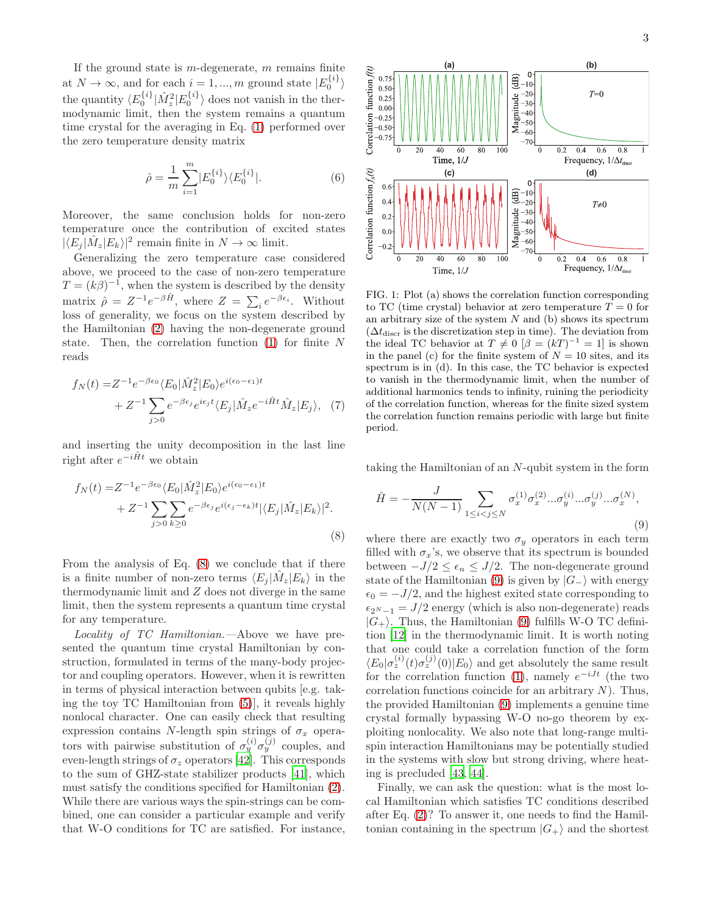If the ground state is $m$-degenerate, $m$ remains finite at $N \to \infty$, and for each $i = 1, ..., m$ ground state $|E_0^{\{i\}}\rangle$ the quantity $\langle E_0^{\{i\}}|\hat{M}_z^2|E_0^{\{i\}}\rangle$ does not vanish in the thermodynamic limit, then the system remains a quantum time crystal for the averaging in Eq. (1) performed over the zero temperature density matrix

$$\hat{\rho} = \frac{1}{m}\sum_{i=1}^{m}|E_0^{\{i\}}\rangle\langle E_0^{\{i\}}|. \tag{6}$$

Moreover, the same conclusion holds for non-zero temperature once the contribution of excited states $|\langle E_j|\hat{M}_z|E_k\rangle|^2$ remain finite in $N \to \infty$ limit.

Generalizing the zero temperature case considered above, we proceed to the case of non-zero temperature $T = (k\beta)^{-1}$, when the system is described by the density matrix $\hat{\rho} = Z^{-1}e^{-\beta\hat{H}}$, where $Z = \sum_i e^{-\beta\epsilon_i}$. Without loss of generality, we focus on the system described by the Hamiltonian (2) having the non-degenerate ground state. Then, the correlation function (1) for finite $N$ reads

$$\begin{aligned} f_N(t) =& Z^{-1}e^{-\beta\epsilon_0}\langle E_0|\hat{M}_z^2|E_0\rangle e^{i(\epsilon_0-\epsilon_1)t} \\ &+ Z^{-1}\sum_{j>0}e^{-\beta\epsilon_j}e^{i\epsilon_j t}\langle E_j|\hat{M}_z e^{-i\hat{H}t}\hat{M}_z|E_j\rangle, \end{aligned} \tag{7}$$

and inserting the unity decomposition in the last line right after $e^{-i\hat{H}t}$ we obtain

$$\begin{aligned} f_N(t) =& Z^{-1}e^{-\beta\epsilon_0}\langle E_0|\hat{M}_z^2|E_0\rangle e^{i(\epsilon_0-\epsilon_1)t} \\ &+ Z^{-1}\sum_{j>0}\sum_{k\geq 0}e^{-\beta\epsilon_j}e^{i(\epsilon_j-\epsilon_k)t}|\langle E_j|\hat{M}_z|E_k\rangle|^2. \end{aligned} \tag{8}$$

From the analysis of Eq. (8) we conclude that if there is a finite number of non-zero terms $\langle E_j|\hat{M}_z|E_k\rangle$ in the thermodynamic limit and $Z$ does not diverge in the same limit, then the system represents a quantum time crystal for any temperature.

*Locality of TC Hamiltonian.*—Above we have presented the quantum time crystal Hamiltonian by construction, formulated in terms of the many-body projector and coupling operators. However, when it is rewritten in terms of physical interaction between qubits [e.g. taking the toy TC Hamiltonian from (5)], it reveals highly nonlocal character. One can easily check that resulting expression contains $N$-length spin strings of $\sigma_x$ operators with pairwise substitution of $\sigma_y^{(i)}\sigma_y^{(j)}$ couples, and even-length strings of $\sigma_z$ operators [42]. This corresponds to the sum of GHZ-state stabilizer products [41], which must satisfy the conditions specified for Hamiltonian (2). While there are various ways the spin-strings can be combined, one can consider a particular example and verify that W-O conditions for TC are satisfied. For instance, taking the Hamiltonian of an $N$-qubit system in the form

FIG. 1: Plot (a) shows the correlation function corresponding to TC (time crystal) behavior at zero temperature $T = 0$ for an arbitrary size of the system $N$ and (b) shows its spectrum ($\Delta t_{\mathrm{discr}}$ is the discretization step in time). The deviation from the ideal TC behavior at $T \neq 0$ [$\beta = (kT)^{-1} = 1$] is shown in the panel (c) for the finite system of $N = 10$ sites, and its spectrum is in (d). In this case, the TC behavior is expected to vanish in the thermodynamic limit, when the number of additional harmonics tends to infinity, ruining the periodicity of the correlation function, whereas for the finite sized system the correlation function remains periodic with large but finite period.

$$\hat{H} = -\frac{J}{N(N-1)}\sum_{1\leq i<j\leq N}\sigma_x^{(1)}\sigma_x^{(2)}...\sigma_y^{(i)}...\sigma_y^{(j)}...\sigma_x^{(N)}, \tag{9}$$

where there are exactly two $\sigma_y$ operators in each term filled with $\sigma_x$'s, we observe that its spectrum is bounded between $-J/2 \leq \epsilon_n \leq J/2$. The non-degenerate ground state of the Hamiltonian (9) is given by $|G_-\rangle$ with energy $\epsilon_0 = -J/2$, and the highest exited state corresponding to $\epsilon_{2^N-1} = J/2$ energy (which is also non-degenerate) reads $|G_+\rangle$. Thus, the Hamiltonian (9) fulfills W-O TC definition [12] in the thermodynamic limit. It is worth noting that one could take a correlation function of the form $\langle E_0|\sigma_z^{(i)}(t)\sigma_z^{(j)}(0)|E_0\rangle$ and get absolutely the same result for the correlation function (1), namely $e^{-iJt}$ (the two correlation functions coincide for an arbitrary $N$). Thus, the provided Hamiltonian (9) implements a genuine time crystal formally bypassing W-O no-go theorem by exploiting nonlocality. We also note that long-range multi-spin interaction Hamiltonians may be potentially studied in the systems with slow but strong driving, where heating is precluded [43, 44].

Finally, we can ask the question: what is the most local Hamiltonian which satisfies TC conditions described after Eq. (2)? To answer it, one needs to find the Hamiltonian containing in the spectrum $|G_+\rangle$ and the shortest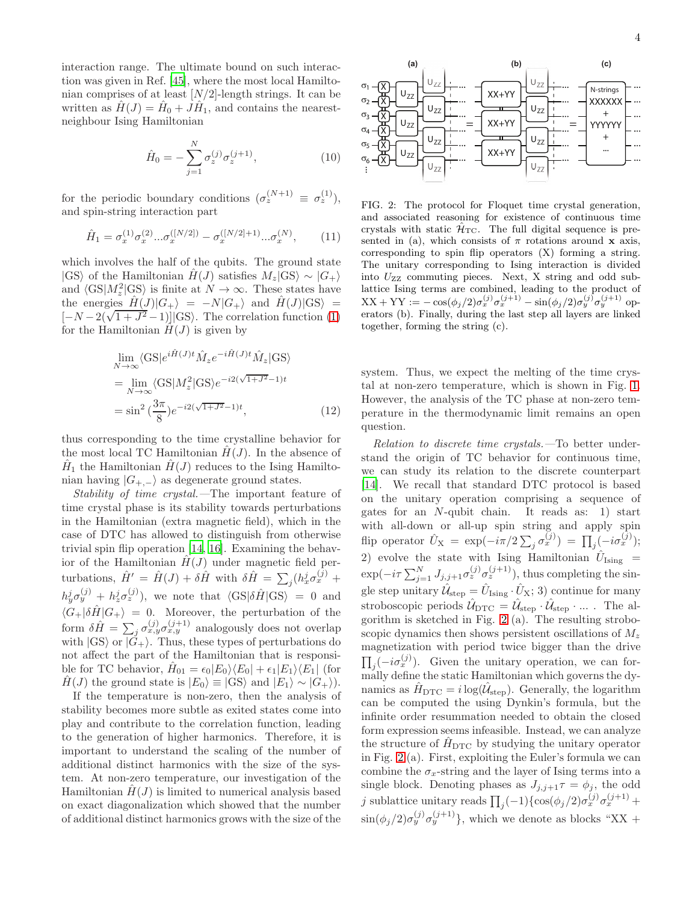interaction range. The ultimate bound on such interaction was given in Ref. [45], where the most local Hamiltonian comprises of at least $[N/2]$-length strings. It can be written as $\hat{H}(J) = \hat{H}_0 + J\hat{H}_1$, and contains the nearest-neighbour Ising Hamiltonian

$$\hat{H}_0 = -\sum_{j=1}^{N} \sigma_z^{(j)}\sigma_z^{(j+1)}, \tag{10}$$

for the periodic boundary conditions ($\sigma_z^{(N+1)} \equiv \sigma_z^{(1)}$), and spin-string interaction part

$$\hat{H}_1 = \sigma_x^{(1)}\sigma_x^{(2)}...\sigma_x^{([N/2])} - \sigma_x^{([N/2]+1)}...\sigma_x^{(N)}, \tag{11}$$

which involves the half of the qubits. The ground state $|\text{GS}\rangle$ of the Hamiltonian $\hat{H}(J)$ satisfies $M_z|\text{GS}\rangle \sim |G_+\rangle$ and $\langle \text{GS}|M_z^2|\text{GS}\rangle$ is finite at $N \to \infty$. These states have the energies $\hat{H}(J)|G_+\rangle = -N|G_+\rangle$ and $\hat{H}(J)|\text{GS}\rangle = [-N - 2(\sqrt{1+J^2}-1)]|\text{GS}\rangle$. The correlation function (1) for the Hamiltonian $H(J)$ is given by

$$\begin{aligned}
&\lim_{N\to\infty} \langle \text{GS}|e^{i\hat{H}(J)t}\hat{M}_z e^{-i\hat{H}(J)t}\hat{M}_z|\text{GS}\rangle \\
&= \lim_{N\to\infty} \langle \text{GS}|M_z^2|\text{GS}\rangle e^{-i2(\sqrt{1+J^2}-1)t} \\
&= \sin^2(\frac{3\pi}{8})e^{-i2(\sqrt{1+J^2}-1)t},
\end{aligned} \tag{12}$$

thus corresponding to the time crystalline behavior for the most local TC Hamiltonian $\hat{H}(J)$. In the absence of $\hat{H}_1$ the Hamiltonian $\hat{H}(J)$ reduces to the Ising Hamiltonian having $|G_{+,-}\rangle$ as degenerate ground states.

*Stability of time crystal.*—The important feature of time crystal phase is its stability towards perturbations in the Hamiltonian (extra magnetic field), which in the case of DTC has allowed to distinguish from otherwise trivial spin flip operation [14, 16]. Examining the behavior of the Hamiltonian $\hat{H}(J)$ under magnetic field perturbations, $\hat{H}' = \hat{H}(J) + \delta\hat{H}$ with $\delta\hat{H} = \sum_j (h_x^j\sigma_x^{(j)} + h_y^j\sigma_y^{(j)} + h_z^j\sigma_z^{(j)})$, we note that $\langle \text{GS}|\delta\hat{H}|\text{GS}\rangle = 0$ and $\langle G_+|\delta\hat{H}|G_+\rangle = 0$. Moreover, the perturbation of the form $\delta\hat{H} = \sum_j \sigma_{x,y}^{(j)}\sigma_{x,y}^{(j+1)}$ analogously does not overlap with $|\text{GS}\rangle$ or $|G_+\rangle$. Thus, these types of perturbations do not affect the part of the Hamiltonian that is responsible for TC behavior, $\hat{H}_{01} = \epsilon_0|E_0\rangle\langle E_0| + \epsilon_1|E_1\rangle\langle E_1|$ (for $\hat{H}(J)$ the ground state is $|E_0\rangle \equiv |\text{GS}\rangle$ and $|E_1\rangle \sim |G_+\rangle$).

If the temperature is non-zero, then the analysis of stability becomes more subtle as exited states come into play and contribute to the correlation function, leading to the generation of higher harmonics. Therefore, it is important to understand the scaling of the number of additional distinct harmonics with the size of the system. At non-zero temperature, our investigation of the Hamiltonian $\hat{H}(J)$ is limited to numerical analysis based on exact diagonalization which showed that the number of additional distinct harmonics grows with the size of the system. Thus, we expect the melting of the time crystal at non-zero temperature, which is shown in Fig. 1. However, the analysis of the TC phase at non-zero temperature in the thermodynamic limit remains an open question.

FIG. 2: The protocol for Floquet time crystal generation, and associated reasoning for existence of continuous time crystals with static $\hat{\mathcal{H}}_{\text{TC}}$. The full digital sequence is presented in (a), which consists of $\pi$ rotations around **x** axis, corresponding to spin flip operators (X) forming a string. The unitary corresponding to Ising interaction is divided into $U_{\text{ZZ}}$ commuting pieces. Next, X string and odd sublattice Ising terms are combined, leading to the product of $\text{XX}+\text{YY} := -\cos(\phi_j/2)\sigma_x^{(j)}\sigma_x^{(j+1)} - \sin(\phi_j/2)\sigma_y^{(j)}\sigma_y^{(j+1)}$ operators (b). Finally, during the last step all layers are linked together, forming the string (c).

*Relation to discrete time crystals.*—To better understand the origin of TC behavior for continuous time, we can study its relation to the discrete counterpart [14]. We recall that standard DTC protocol is based on the unitary operation comprising a sequence of gates for an $N$-qubit chain. It reads as: 1) start with all-down or all-up spin string and apply spin flip operator $\hat{U}_\text{X} = \exp(-i\pi/2\sum_j \sigma_x^{(j)}) = \prod_j(-i\sigma_x^{(j)})$; 2) evolve the state with Ising Hamiltonian $\hat{U}_{\text{Ising}} = \exp(-i\tau\sum_{j=1}^{N} J_{j,j+1}\sigma_z^{(j)}\sigma_z^{(j+1)})$, thus completing the single step unitary $\hat{\mathcal{U}}_{\text{step}} = \hat{U}_{\text{Ising}} \cdot \hat{U}_\text{X}$; 3) continue for many stroboscopic periods $\hat{\mathcal{U}}_{\text{DTC}} = \hat{\mathcal{U}}_{\text{step}} \cdot \hat{\mathcal{U}}_{\text{step}} \cdot ...$ . The algorithm is sketched in Fig. 2 (a). The resulting stroboscopic dynamics then shows persistent oscillations of $M_z$ magnetization with period twice bigger than the drive $\prod_j(-i\sigma_x^{(j)})$. Given the unitary operation, we can formally define the static Hamiltonian which governs the dynamics as $\hat{H}_{\text{DTC}} = i\log(\hat{\mathcal{U}}_{\text{step}})$. Generally, the logarithm can be computed the using Dynkin's formula, but the infinite order resummation needed to obtain the closed form expression seems infeasible. Instead, we can analyze the structure of $\hat{H}_{\text{DTC}}$ by studying the unitary operator in Fig. 2 (a). First, exploiting the Euler's formula we can combine the $\sigma_x$-string and the layer of Ising terms into a single block. Denoting phases as $J_{j,j+1}\tau = \phi_j$, the odd $j$ sublattice unitary reads $\prod_j(-1)\{\cos(\phi_j/2)\sigma_x^{(j)}\sigma_x^{(j+1)} + \sin(\phi_j/2)\sigma_y^{(j)}\sigma_y^{(j+1)}\}$, which we denote as blocks "XX +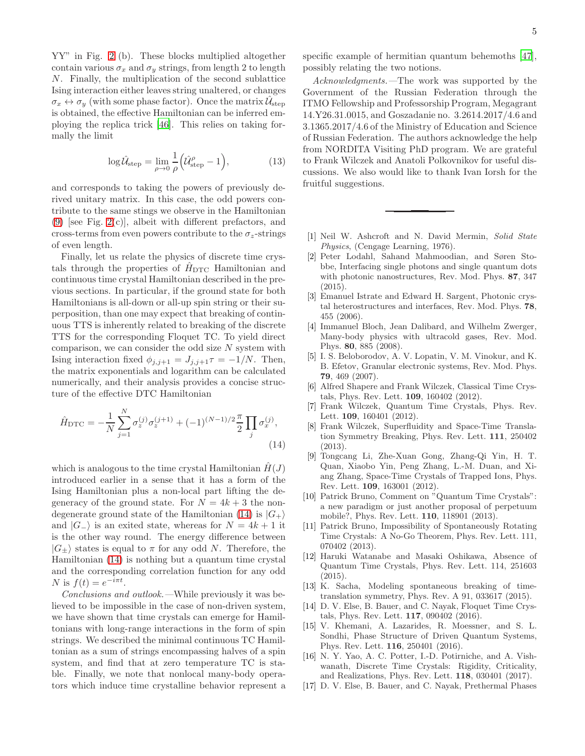YY" in Fig. 2 (b). These blocks multiplied altogether contain various $\sigma_x$ and $\sigma_y$ strings, from length 2 to length $N$. Finally, the multiplication of the second sublattice Ising interaction either leaves string unaltered, or changes $\sigma_x \leftrightarrow \sigma_y$ (with some phase factor). Once the matrix $\hat{\mathcal{U}}_{\rm step}$ is obtained, the effective Hamiltonian can be inferred employing the replica trick [46]. This relies on taking formally the limit

$$\log \hat{\mathcal{U}}_{\rm step} = \lim_{\rho \to 0} \frac{1}{\rho} \Big( \hat{\mathcal{U}}_{\rm step}^{\rho} - 1 \Big), \tag{13}$$

and corresponds to taking the powers of previously derived unitary matrix. In this case, the odd powers contribute to the same stings we observe in the Hamiltonian (9) [see Fig. 2(c)], albeit with different prefactors, and cross-terms from even powers contribute to the $\sigma_z$-strings of even length.

Finally, let us relate the physics of discrete time crystals through the properties of $\hat{H}_{\rm DTC}$ Hamiltonian and continuous time crystal Hamiltonian described in the previous sections. In particular, if the ground state for both Hamiltonians is all-down or all-up spin string or their superposition, than one may expect that breaking of continuous TTS is inherently related to breaking of the discrete TTS for the corresponding Floquet TC. To yield direct comparison, we can consider the odd size $N$ system with Ising interaction fixed $\phi_{j,j+1} = J_{j,j+1}\tau = -1/N$. Then, the matrix exponentials and logarithm can be calculated numerically, and their analysis provides a concise structure of the effective DTC Hamiltonian

$$\hat{H}_{\rm DTC} = -\frac{1}{N} \sum_{j=1}^{N} \sigma_z^{(j)} \sigma_z^{(j+1)} + (-1)^{(N-1)/2} \frac{\pi}{2} \prod_j \sigma_x^{(j)}, \tag{14}$$

which is analogous to the time crystal Hamiltonian $\hat{H}(J)$ introduced earlier in a sense that it has a form of the Ising Hamiltonian plus a non-local part lifting the degeneracy of the ground state. For $N = 4k + 3$ the non-degenerate ground state of the Hamiltonian (14) is $|G_+\rangle$ and $|G_-\rangle$ is an exited state, whereas for $N = 4k + 1$ it is the other way round. The energy difference between $|G_\pm\rangle$ states is equal to $\pi$ for any odd $N$. Therefore, the Hamiltonian (14) is nothing but a quantum time crystal and the corresponding correlation function for any odd $N$ is $f(t) = e^{-i\pi t}$.

*Conclusions and outlook.*—While previously it was believed to be impossible in the case of non-driven system, we have shown that time crystals can emerge for Hamiltonians with long-range interactions in the form of spin strings. We described the minimal continuous TC Hamiltonian as a sum of strings encompassing halves of a spin system, and find that at zero temperature TC is stable. Finally, we note that nonlocal many-body operators which induce time crystalline behavior represent a specific example of hermitian quantum behemoths [47], possibly relating the two notions.

*Acknowledgments.*—The work was supported by the Government of the Russian Federation through the ITMO Fellowship and Professorship Program, Megagrant 14.Y26.31.0015, and Goszadanie no. 3.2614.2017/4.6 and 3.1365.2017/4.6 of the Ministry of Education and Science of Russian Federation. The authors acknowledge the help from NORDITA Visiting PhD program. We are grateful to Frank Wilczek and Anatoli Polkovnikov for useful discussions. We also would like to thank Ivan Iorsh for the fruitful suggestions.

---

[1] Neil W. Ashcroft and N. David Mermin, *Solid State Physics*, (Cengage Learning, 1976).

[2] Peter Lodahl, Sahand Mahmoodian, and Søren Stobbe, Interfacing single photons and single quantum dots with photonic nanostructures, Rev. Mod. Phys. **87**, 347 (2015).

[3] Emanuel Istrate and Edward H. Sargent, Photonic crystal heterostructures and interfaces, Rev. Mod. Phys. **78**, 455 (2006).

[4] Immanuel Bloch, Jean Dalibard, and Wilhelm Zwerger, Many-body physics with ultracold gases, Rev. Mod. Phys. **80**, 885 (2008).

[5] I. S. Beloborodov, A. V. Lopatin, V. M. Vinokur, and K. B. Efetov, Granular electronic systems, Rev. Mod. Phys. **79**, 469 (2007).

[6] Alfred Shapere and Frank Wilczek, Classical Time Crystals, Phys. Rev. Lett. **109**, 160402 (2012).

[7] Frank Wilczek, Quantum Time Crystals, Phys. Rev. Lett. **109**, 160401 (2012).

[8] Frank Wilczek, Superfluidity and Space-Time Translation Symmetry Breaking, Phys. Rev. Lett. **111**, 250402 (2013).

[9] Tongcang Li, Zhe-Xuan Gong, Zhang-Qi Yin, H. T. Quan, Xiaobo Yin, Peng Zhang, L.-M. Duan, and Xiang Zhang, Space-Time Crystals of Trapped Ions, Phys. Rev. Lett. **109**, 163001 (2012).

[10] Patrick Bruno, Comment on "Quantum Time Crystals": a new paradigm or just another proposal of perpetuum mobile?, Phys. Rev. Lett. **110**, 118901 (2013).

[11] Patrick Bruno, Impossibility of Spontaneously Rotating Time Crystals: A No-Go Theorem, Phys. Rev. Lett. 111, 070402 (2013).

[12] Haruki Watanabe and Masaki Oshikawa, Absence of Quantum Time Crystals, Phys. Rev. Lett. 114, 251603 (2015).

[13] K. Sacha, Modeling spontaneous breaking of time-translation symmetry, Phys. Rev. A 91, 033617 (2015).

[14] D. V. Else, B. Bauer, and C. Nayak, Floquet Time Crystals, Phys. Rev. Lett. **117**, 090402 (2016).

[15] V. Khemani, A. Lazarides, R. Moessner, and S. L. Sondhi, Phase Structure of Driven Quantum Systems, Phys. Rev. Lett. **116**, 250401 (2016).

[16] N. Y. Yao, A. C. Potter, I.-D. Potirniche, and A. Vishwanath, Discrete Time Crystals: Rigidity, Criticality, and Realizations, Phys. Rev. Lett. **118**, 030401 (2017).

[17] D. V. Else, B. Bauer, and C. Nayak, Prethermal Phases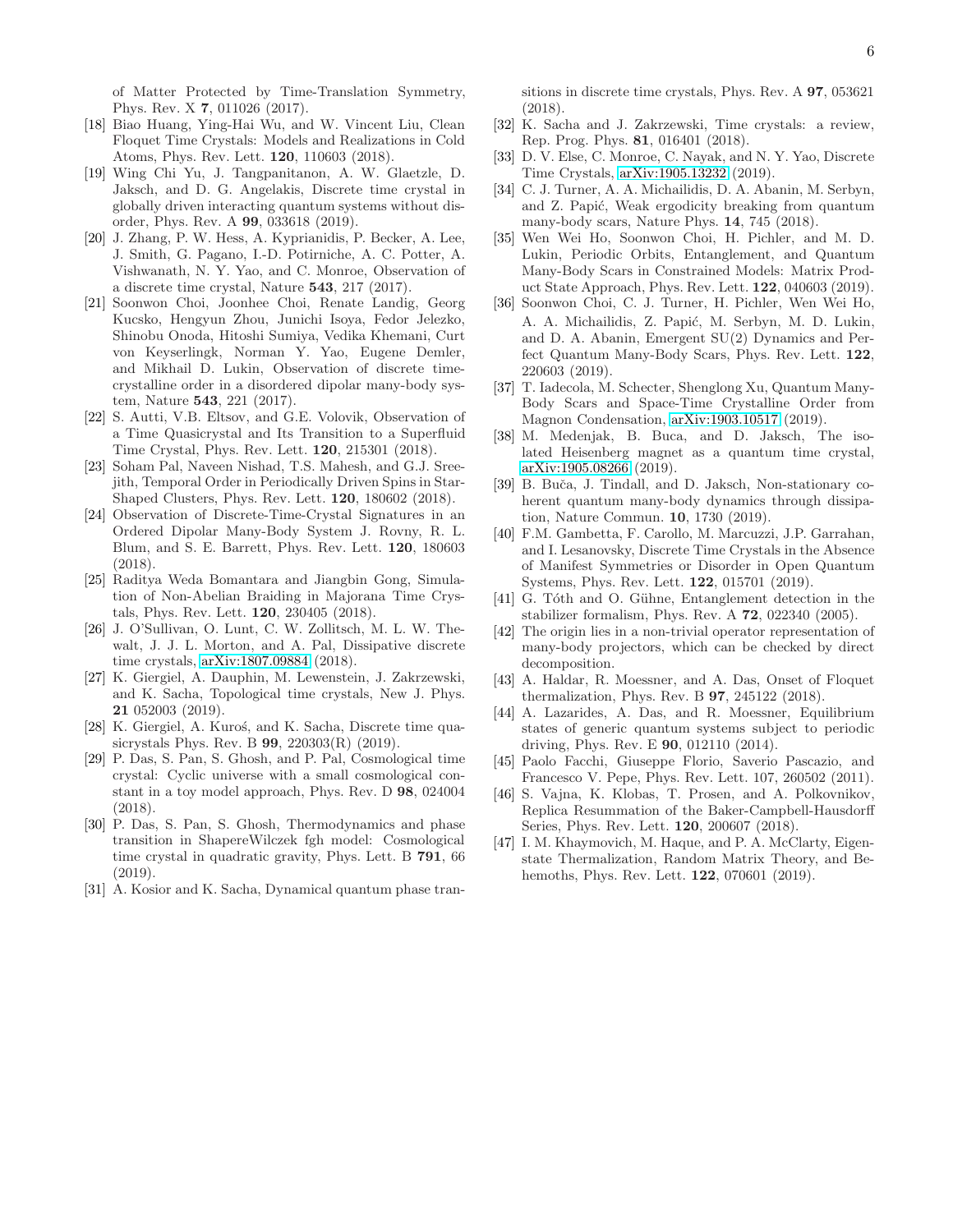of Matter Protected by Time-Translation Symmetry, Phys. Rev. X **7**, 011026 (2017).

[18] Biao Huang, Ying-Hai Wu, and W. Vincent Liu, Clean Floquet Time Crystals: Models and Realizations in Cold Atoms, Phys. Rev. Lett. **120**, 110603 (2018).

[19] Wing Chi Yu, J. Tangpanitanon, A. W. Glaetzle, D. Jaksch, and D. G. Angelakis, Discrete time crystal in globally driven interacting quantum systems without disorder, Phys. Rev. A **99**, 033618 (2019).

[20] J. Zhang, P. W. Hess, A. Kyprianidis, P. Becker, A. Lee, J. Smith, G. Pagano, I.-D. Potirniche, A. C. Potter, A. Vishwanath, N. Y. Yao, and C. Monroe, Observation of a discrete time crystal, Nature **543**, 217 (2017).

[21] Soonwon Choi, Joonhee Choi, Renate Landig, Georg Kucsko, Hengyun Zhou, Junichi Isoya, Fedor Jelezko, Shinobu Onoda, Hitoshi Sumiya, Vedika Khemani, Curt von Keyserlingk, Norman Y. Yao, Eugene Demler, and Mikhail D. Lukin, Observation of discrete time-crystalline order in a disordered dipolar many-body system, Nature **543**, 221 (2017).

[22] S. Autti, V.B. Eltsov, and G.E. Volovik, Observation of a Time Quasicrystal and Its Transition to a Superfluid Time Crystal, Phys. Rev. Lett. **120**, 215301 (2018).

[23] Soham Pal, Naveen Nishad, T.S. Mahesh, and G.J. Sreejith, Temporal Order in Periodically Driven Spins in Star-Shaped Clusters, Phys. Rev. Lett. **120**, 180602 (2018).

[24] Observation of Discrete-Time-Crystal Signatures in an Ordered Dipolar Many-Body System J. Rovny, R. L. Blum, and S. E. Barrett, Phys. Rev. Lett. **120**, 180603 (2018).

[25] Raditya Weda Bomantara and Jiangbin Gong, Simulation of Non-Abelian Braiding in Majorana Time Crystals, Phys. Rev. Lett. **120**, 230405 (2018).

[26] J. O'Sullivan, O. Lunt, C. W. Zollitsch, M. L. W. Thewalt, J. J. L. Morton, and A. Pal, Dissipative discrete time crystals, arXiv:1807.09884 (2018).

[27] K. Giergiel, A. Dauphin, M. Lewenstein, J. Zakrzewski, and K. Sacha, Topological time crystals, New J. Phys. **21** 052003 (2019).

[28] K. Giergiel, A. Kuroś, and K. Sacha, Discrete time quasicrystals Phys. Rev. B **99**, 220303(R) (2019).

[29] P. Das, S. Pan, S. Ghosh, and P. Pal, Cosmological time crystal: Cyclic universe with a small cosmological constant in a toy model approach, Phys. Rev. D **98**, 024004 (2018).

[30] P. Das, S. Pan, S. Ghosh, Thermodynamics and phase transition in ShapereWilczek fgh model: Cosmological time crystal in quadratic gravity, Phys. Lett. B **791**, 66 (2019).

[31] A. Kosior and K. Sacha, Dynamical quantum phase transitions in discrete time crystals, Phys. Rev. A **97**, 053621 (2018).

[32] K. Sacha and J. Zakrzewski, Time crystals: a review, Rep. Prog. Phys. **81**, 016401 (2018).

[33] D. V. Else, C. Monroe, C. Nayak, and N. Y. Yao, Discrete Time Crystals, arXiv:1905.13232 (2019).

[34] C. J. Turner, A. A. Michailidis, D. A. Abanin, M. Serbyn, and Z. Papić, Weak ergodicity breaking from quantum many-body scars, Nature Phys. **14**, 745 (2018).

[35] Wen Wei Ho, Soonwon Choi, H. Pichler, and M. D. Lukin, Periodic Orbits, Entanglement, and Quantum Many-Body Scars in Constrained Models: Matrix Product State Approach, Phys. Rev. Lett. **122**, 040603 (2019).

[36] Soonwon Choi, C. J. Turner, H. Pichler, Wen Wei Ho, A. A. Michailidis, Z. Papić, M. Serbyn, M. D. Lukin, and D. A. Abanin, Emergent SU(2) Dynamics and Perfect Quantum Many-Body Scars, Phys. Rev. Lett. **122**, 220603 (2019).

[37] T. Iadecola, M. Schecter, Shenglong Xu, Quantum Many-Body Scars and Space-Time Crystalline Order from Magnon Condensation, arXiv:1903.10517 (2019).

[38] M. Medenjak, B. Buca, and D. Jaksch, The isolated Heisenberg magnet as a quantum time crystal, arXiv:1905.08266 (2019).

[39] B. Buča, J. Tindall, and D. Jaksch, Non-stationary coherent quantum many-body dynamics through dissipation, Nature Commun. **10**, 1730 (2019).

[40] F.M. Gambetta, F. Carollo, M. Marcuzzi, J.P. Garrahan, and I. Lesanovsky, Discrete Time Crystals in the Absence of Manifest Symmetries or Disorder in Open Quantum Systems, Phys. Rev. Lett. **122**, 015701 (2019).

[41] G. Tóth and O. Gühne, Entanglement detection in the stabilizer formalism, Phys. Rev. A **72**, 022340 (2005).

[42] The origin lies in a non-trivial operator representation of many-body projectors, which can be checked by direct decomposition.

[43] A. Haldar, R. Moessner, and A. Das, Onset of Floquet thermalization, Phys. Rev. B **97**, 245122 (2018).

[44] A. Lazarides, A. Das, and R. Moessner, Equilibrium states of generic quantum systems subject to periodic driving, Phys. Rev. E **90**, 012110 (2014).

[45] Paolo Facchi, Giuseppe Florio, Saverio Pascazio, and Francesco V. Pepe, Phys. Rev. Lett. 107, 260502 (2011).

[46] S. Vajna, K. Klobas, T. Prosen, and A. Polkovnikov, Replica Resummation of the Baker-Campbell-Hausdorff Series, Phys. Rev. Lett. **120**, 200607 (2018).

[47] I. M. Khaymovich, M. Haque, and P. A. McClarty, Eigenstate Thermalization, Random Matrix Theory, and Behemoths, Phys. Rev. Lett. **122**, 070601 (2019).